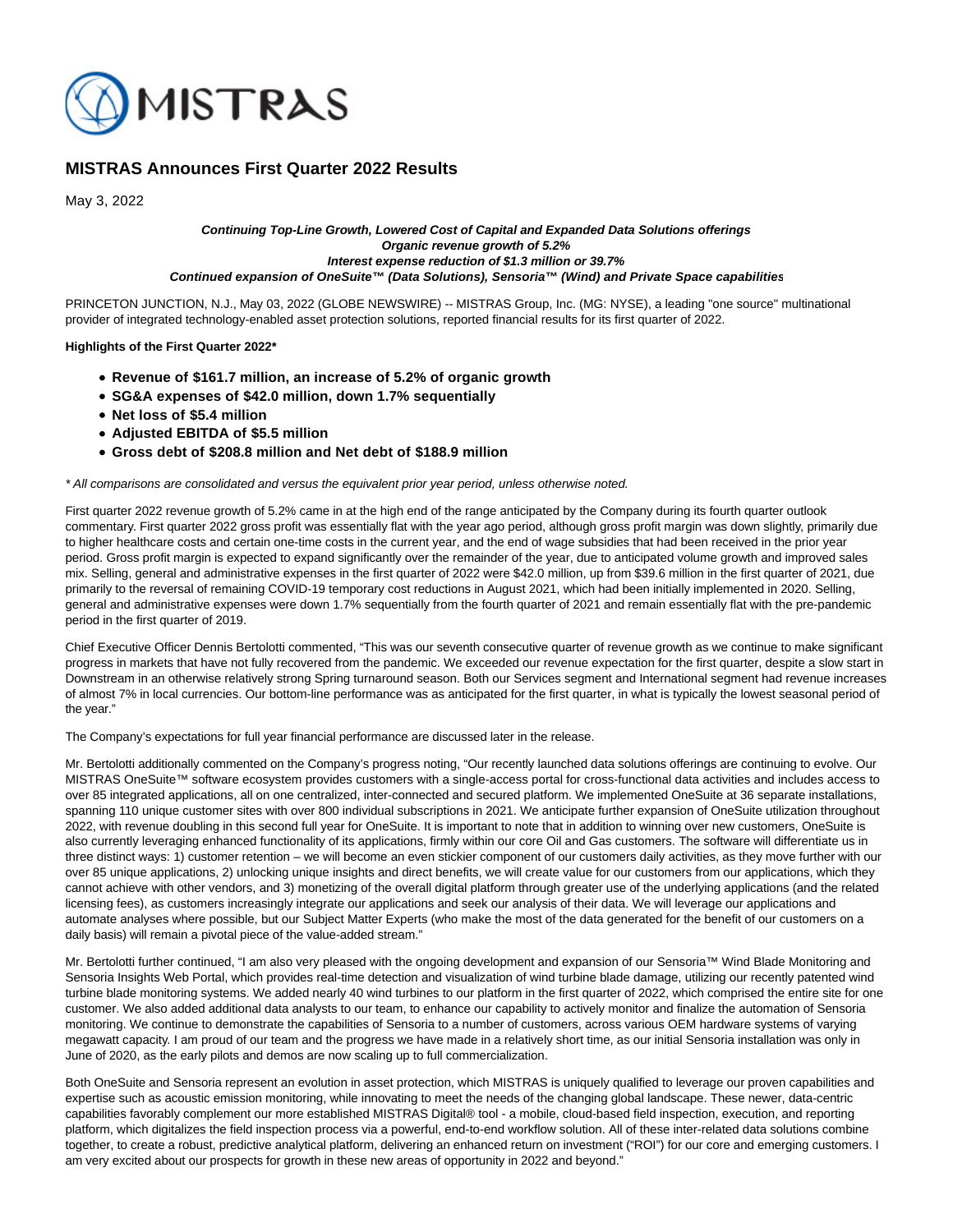# MISTRAS Announces First Quarter 2022 Results

May 3, 2022

**Continuing Top-Line Growth, Lowered Cost of Capital and Expanded Data Solutions offerings**
**Organic revenue growth of 5.2%**
**Interest expense reduction of $1.3 million or 39.7%**
**Continued expansion of OneSuite™ (Data Solutions), Sensoria™ (Wind) and Private Space capabilities**

PRINCETON JUNCTION, N.J., May 03, 2022 (GLOBE NEWSWIRE) -- MISTRAS Group, Inc. (MG: NYSE), a leading "one source" multinational provider of integrated technology-enabled asset protection solutions, reported financial results for its first quarter of 2022.

**Highlights of the First Quarter 2022***

- **Revenue of $161.7 million, an increase of 5.2% of organic growth**
- **SG&A expenses of $42.0 million, down 1.7% sequentially**
- **Net loss of $5.4 million**
- **Adjusted EBITDA of $5.5 million**
- **Gross debt of $208.8 million and Net debt of $188.9 million**

*\* All comparisons are consolidated and versus the equivalent prior year period, unless otherwise noted.*

First quarter 2022 revenue growth of 5.2% came in at the high end of the range anticipated by the Company during its fourth quarter outlook commentary. First quarter 2022 gross profit was essentially flat with the year ago period, although gross profit margin was down slightly, primarily due to higher healthcare costs and certain one-time costs in the current year, and the end of wage subsidies that had been received in the prior year period. Gross profit margin is expected to expand significantly over the remainder of the year, due to anticipated volume growth and improved sales mix. Selling, general and administrative expenses in the first quarter of 2022 were $42.0 million, up from $39.6 million in the first quarter of 2021, due primarily to the reversal of remaining COVID-19 temporary cost reductions in August 2021, which had been initially implemented in 2020. Selling, general and administrative expenses were down 1.7% sequentially from the fourth quarter of 2021 and remain essentially flat with the pre-pandemic period in the first quarter of 2019.

Chief Executive Officer Dennis Bertolotti commented, "This was our seventh consecutive quarter of revenue growth as we continue to make significant progress in markets that have not fully recovered from the pandemic. We exceeded our revenue expectation for the first quarter, despite a slow start in Downstream in an otherwise relatively strong Spring turnaround season. Both our Services segment and International segment had revenue increases of almost 7% in local currencies. Our bottom-line performance was as anticipated for the first quarter, in what is typically the lowest seasonal period of the year."

The Company's expectations for full year financial performance are discussed later in the release.

Mr. Bertolotti additionally commented on the Company's progress noting, "Our recently launched data solutions offerings are continuing to evolve. Our MISTRAS OneSuite™ software ecosystem provides customers with a single-access portal for cross-functional data activities and includes access to over 85 integrated applications, all on one centralized, inter-connected and secured platform. We implemented OneSuite at 36 separate installations, spanning 110 unique customer sites with over 800 individual subscriptions in 2021. We anticipate further expansion of OneSuite utilization throughout 2022, with revenue doubling in this second full year for OneSuite. It is important to note that in addition to winning over new customers, OneSuite is also currently leveraging enhanced functionality of its applications, firmly within our core Oil and Gas customers. The software will differentiate us in three distinct ways: 1) customer retention – we will become an even stickier component of our customers daily activities, as they move further with our over 85 unique applications, 2) unlocking unique insights and direct benefits, we will create value for our customers from our applications, which they cannot achieve with other vendors, and 3) monetizing of the overall digital platform through greater use of the underlying applications (and the related licensing fees), as customers increasingly integrate our applications and seek our analysis of their data. We will leverage our applications and automate analyses where possible, but our Subject Matter Experts (who make the most of the data generated for the benefit of our customers on a daily basis) will remain a pivotal piece of the value-added stream."

Mr. Bertolotti further continued, "I am also very pleased with the ongoing development and expansion of our Sensoria™ Wind Blade Monitoring and Sensoria Insights Web Portal, which provides real-time detection and visualization of wind turbine blade damage, utilizing our recently patented wind turbine blade monitoring systems. We added nearly 40 wind turbines to our platform in the first quarter of 2022, which comprised the entire site for one customer. We also added additional data analysts to our team, to enhance our capability to actively monitor and finalize the automation of Sensoria monitoring. We continue to demonstrate the capabilities of Sensoria to a number of customers, across various OEM hardware systems of varying megawatt capacity. I am proud of our team and the progress we have made in a relatively short time, as our initial Sensoria installation was only in June of 2020, as the early pilots and demos are now scaling up to full commercialization.

Both OneSuite and Sensoria represent an evolution in asset protection, which MISTRAS is uniquely qualified to leverage our proven capabilities and expertise such as acoustic emission monitoring, while innovating to meet the needs of the changing global landscape. These newer, data-centric capabilities favorably complement our more established MISTRAS Digital® tool - a mobile, cloud-based field inspection, execution, and reporting platform, which digitalizes the field inspection process via a powerful, end-to-end workflow solution. All of these inter-related data solutions combine together, to create a robust, predictive analytical platform, delivering an enhanced return on investment ("ROI") for our core and emerging customers. I am very excited about our prospects for growth in these new areas of opportunity in 2022 and beyond."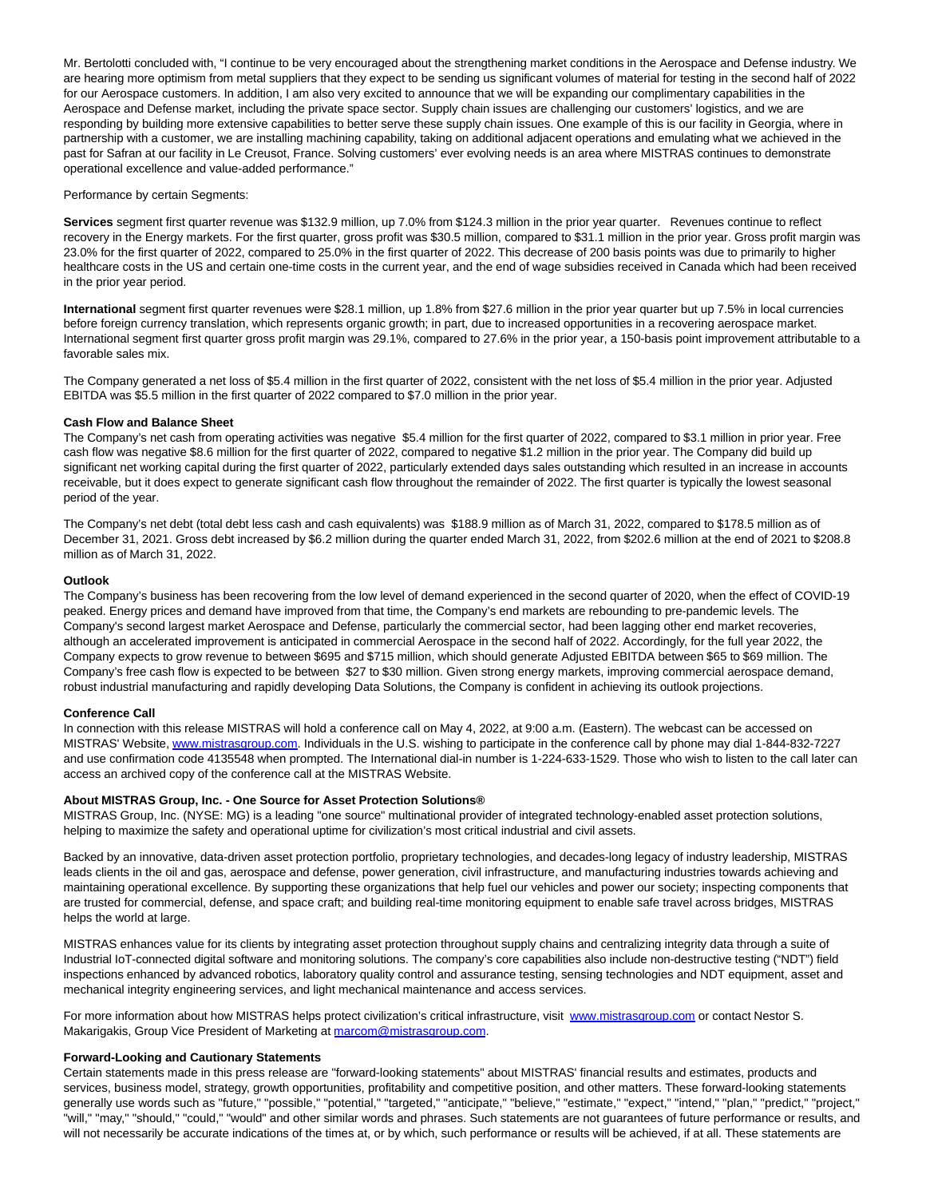Mr. Bertolotti concluded with, "I continue to be very encouraged about the strengthening market conditions in the Aerospace and Defense industry. We are hearing more optimism from metal suppliers that they expect to be sending us significant volumes of material for testing in the second half of 2022 for our Aerospace customers. In addition, I am also very excited to announce that we will be expanding our complimentary capabilities in the Aerospace and Defense market, including the private space sector. Supply chain issues are challenging our customers' logistics, and we are responding by building more extensive capabilities to better serve these supply chain issues. One example of this is our facility in Georgia, where in partnership with a customer, we are installing machining capability, taking on additional adjacent operations and emulating what we achieved in the past for Safran at our facility in Le Creusot, France. Solving customers' ever evolving needs is an area where MISTRAS continues to demonstrate operational excellence and value-added performance."

Performance by certain Segments:

**Services** segment first quarter revenue was $132.9 million, up 7.0% from $124.3 million in the prior year quarter. Revenues continue to reflect recovery in the Energy markets. For the first quarter, gross profit was $30.5 million, compared to $31.1 million in the prior year. Gross profit margin was 23.0% for the first quarter of 2022, compared to 25.0% in the first quarter of 2022. This decrease of 200 basis points was due to primarily to higher healthcare costs in the US and certain one-time costs in the current year, and the end of wage subsidies received in Canada which had been received in the prior year period.

**International** segment first quarter revenues were $28.1 million, up 1.8% from $27.6 million in the prior year quarter but up 7.5% in local currencies before foreign currency translation, which represents organic growth; in part, due to increased opportunities in a recovering aerospace market. International segment first quarter gross profit margin was 29.1%, compared to 27.6% in the prior year, a 150-basis point improvement attributable to a favorable sales mix.

The Company generated a net loss of $5.4 million in the first quarter of 2022, consistent with the net loss of $5.4 million in the prior year. Adjusted EBITDA was $5.5 million in the first quarter of 2022 compared to $7.0 million in the prior year.

**Cash Flow and Balance Sheet**

The Company's net cash from operating activities was negative $5.4 million for the first quarter of 2022, compared to $3.1 million in prior year. Free cash flow was negative $8.6 million for the first quarter of 2022, compared to negative $1.2 million in the prior year. The Company did build up significant net working capital during the first quarter of 2022, particularly extended days sales outstanding which resulted in an increase in accounts receivable, but it does expect to generate significant cash flow throughout the remainder of 2022. The first quarter is typically the lowest seasonal period of the year.

The Company's net debt (total debt less cash and cash equivalents) was $188.9 million as of March 31, 2022, compared to $178.5 million as of December 31, 2021. Gross debt increased by $6.2 million during the quarter ended March 31, 2022, from $202.6 million at the end of 2021 to $208.8 million as of March 31, 2022.

**Outlook**

The Company's business has been recovering from the low level of demand experienced in the second quarter of 2020, when the effect of COVID-19 peaked. Energy prices and demand have improved from that time, the Company's end markets are rebounding to pre-pandemic levels. The Company's second largest market Aerospace and Defense, particularly the commercial sector, had been lagging other end market recoveries, although an accelerated improvement is anticipated in commercial Aerospace in the second half of 2022. Accordingly, for the full year 2022, the Company expects to grow revenue to between $695 and $715 million, which should generate Adjusted EBITDA between $65 to $69 million. The Company's free cash flow is expected to be between $27 to $30 million. Given strong energy markets, improving commercial aerospace demand, robust industrial manufacturing and rapidly developing Data Solutions, the Company is confident in achieving its outlook projections.

**Conference Call**

In connection with this release MISTRAS will hold a conference call on May 4, 2022, at 9:00 a.m. (Eastern). The webcast can be accessed on MISTRAS' Website, [www.mistrasgroup.com](www.mistrasgroup.com). Individuals in the U.S. wishing to participate in the conference call by phone may dial 1-844-832-7227 and use confirmation code 4135548 when prompted. The International dial-in number is 1-224-633-1529. Those who wish to listen to the call later can access an archived copy of the conference call at the MISTRAS Website.

**About MISTRAS Group, Inc. - One Source for Asset Protection Solutions®**

MISTRAS Group, Inc. (NYSE: MG) is a leading "one source" multinational provider of integrated technology-enabled asset protection solutions, helping to maximize the safety and operational uptime for civilization's most critical industrial and civil assets.

Backed by an innovative, data-driven asset protection portfolio, proprietary technologies, and decades-long legacy of industry leadership, MISTRAS leads clients in the oil and gas, aerospace and defense, power generation, civil infrastructure, and manufacturing industries towards achieving and maintaining operational excellence. By supporting these organizations that help fuel our vehicles and power our society; inspecting components that are trusted for commercial, defense, and space craft; and building real-time monitoring equipment to enable safe travel across bridges, MISTRAS helps the world at large.

MISTRAS enhances value for its clients by integrating asset protection throughout supply chains and centralizing integrity data through a suite of Industrial IoT-connected digital software and monitoring solutions. The company's core capabilities also include non-destructive testing ("NDT") field inspections enhanced by advanced robotics, laboratory quality control and assurance testing, sensing technologies and NDT equipment, asset and mechanical integrity engineering services, and light mechanical maintenance and access services.

For more information about how MISTRAS helps protect civilization's critical infrastructure, visit [www.mistrasgroup.com](www.mistrasgroup.com) or contact Nestor S. Makarigakis, Group Vice President of Marketing at [marcom@mistrasgroup.com](mailto:marcom@mistrasgroup.com).

**Forward-Looking and Cautionary Statements**

Certain statements made in this press release are "forward-looking statements" about MISTRAS' financial results and estimates, products and services, business model, strategy, growth opportunities, profitability and competitive position, and other matters. These forward-looking statements generally use words such as "future," "possible," "potential," "targeted," "anticipate," "believe," "estimate," "expect," "intend," "plan," "predict," "project," "will," "may," "should," "could," "would" and other similar words and phrases. Such statements are not guarantees of future performance or results, and will not necessarily be accurate indications of the times at, or by which, such performance or results will be achieved, if at all. These statements are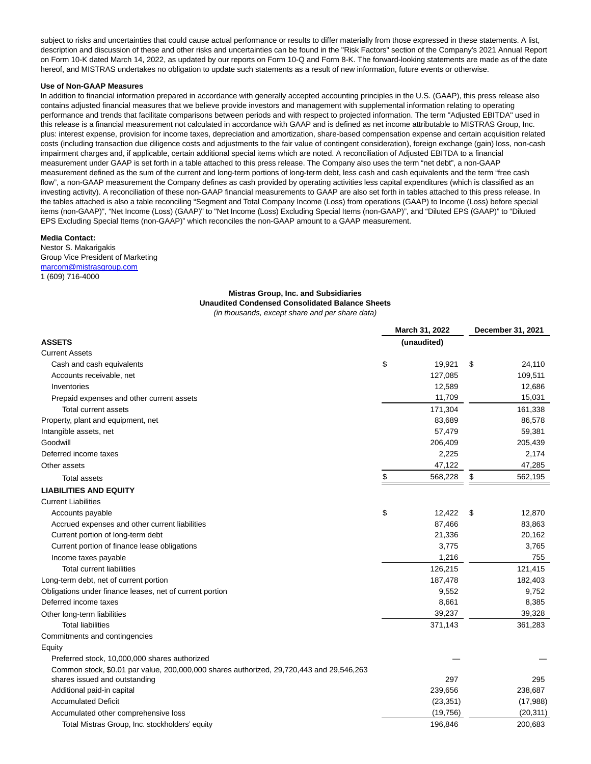subject to risks and uncertainties that could cause actual performance or results to differ materially from those expressed in these statements. A list, description and discussion of these and other risks and uncertainties can be found in the "Risk Factors" section of the Company's 2021 Annual Report on Form 10-K dated March 14, 2022, as updated by our reports on Form 10-Q and Form 8-K. The forward-looking statements are made as of the date hereof, and MISTRAS undertakes no obligation to update such statements as a result of new information, future events or otherwise.

**Use of Non-GAAP Measures**

In addition to financial information prepared in accordance with generally accepted accounting principles in the U.S. (GAAP), this press release also contains adjusted financial measures that we believe provide investors and management with supplemental information relating to operating performance and trends that facilitate comparisons between periods and with respect to projected information. The term "Adjusted EBITDA" used in this release is a financial measurement not calculated in accordance with GAAP and is defined as net income attributable to MISTRAS Group, Inc. plus: interest expense, provision for income taxes, depreciation and amortization, share-based compensation expense and certain acquisition related costs (including transaction due diligence costs and adjustments to the fair value of contingent consideration), foreign exchange (gain) loss, non-cash impairment charges and, if applicable, certain additional special items which are noted. A reconciliation of Adjusted EBITDA to a financial measurement under GAAP is set forth in a table attached to this press release. The Company also uses the term "net debt", a non-GAAP measurement defined as the sum of the current and long-term portions of long-term debt, less cash and cash equivalents and the term "free cash flow", a non-GAAP measurement the Company defines as cash provided by operating activities less capital expenditures (which is classified as an investing activity). A reconciliation of these non-GAAP financial measurements to GAAP are also set forth in tables attached to this press release. In the tables attached is also a table reconciling "Segment and Total Company Income (Loss) from operations (GAAP) to Income (Loss) before special items (non-GAAP)", "Net Income (Loss) (GAAP)" to "Net Income (Loss) Excluding Special Items (non-GAAP)", and "Diluted EPS (GAAP)" to "Diluted EPS Excluding Special Items (non-GAAP)" which reconciles the non-GAAP amount to a GAAP measurement.

**Media Contact:**

Nestor S. Makarigakis
Group Vice President of Marketing
marcom@mistrasgroup.com
1 (609) 716-4000

**Mistras Group, Inc. and Subsidiaries**
**Unaudited Condensed Consolidated Balance Sheets**
*(in thousands, except share and per share data)*

| | March 31, 2022 | December 31, 2021 |
|---|---|---|
| **ASSETS** | (unaudited) | |
| Current Assets | | |
| Cash and cash equivalents | $ 19,921 | $ 24,110 |
| Accounts receivable, net | 127,085 | 109,511 |
| Inventories | 12,589 | 12,686 |
| Prepaid expenses and other current assets | 11,709 | 15,031 |
| Total current assets | 171,304 | 161,338 |
| Property, plant and equipment, net | 83,689 | 86,578 |
| Intangible assets, net | 57,479 | 59,381 |
| Goodwill | 206,409 | 205,439 |
| Deferred income taxes | 2,225 | 2,174 |
| Other assets | 47,122 | 47,285 |
| Total assets | $ 568,228 | $ 562,195 |
| **LIABILITIES AND EQUITY** | | |
| Current Liabilities | | |
| Accounts payable | $ 12,422 | $ 12,870 |
| Accrued expenses and other current liabilities | 87,466 | 83,863 |
| Current portion of long-term debt | 21,336 | 20,162 |
| Current portion of finance lease obligations | 3,775 | 3,765 |
| Income taxes payable | 1,216 | 755 |
| Total current liabilities | 126,215 | 121,415 |
| Long-term debt, net of current portion | 187,478 | 182,403 |
| Obligations under finance leases, net of current portion | 9,552 | 9,752 |
| Deferred income taxes | 8,661 | 8,385 |
| Other long-term liabilities | 39,237 | 39,328 |
| Total liabilities | 371,143 | 361,283 |
| Commitments and contingencies | | |
| Equity | | |
| Preferred stock, 10,000,000 shares authorized | — | — |
| Common stock, $0.01 par value, 200,000,000 shares authorized, 29,720,443 and 29,546,263 shares issued and outstanding | 297 | 295 |
| Additional paid-in capital | 239,656 | 238,687 |
| Accumulated Deficit | (23,351) | (17,988) |
| Accumulated other comprehensive loss | (19,756) | (20,311) |
| Total Mistras Group, Inc. stockholders' equity | 196,846 | 200,683 |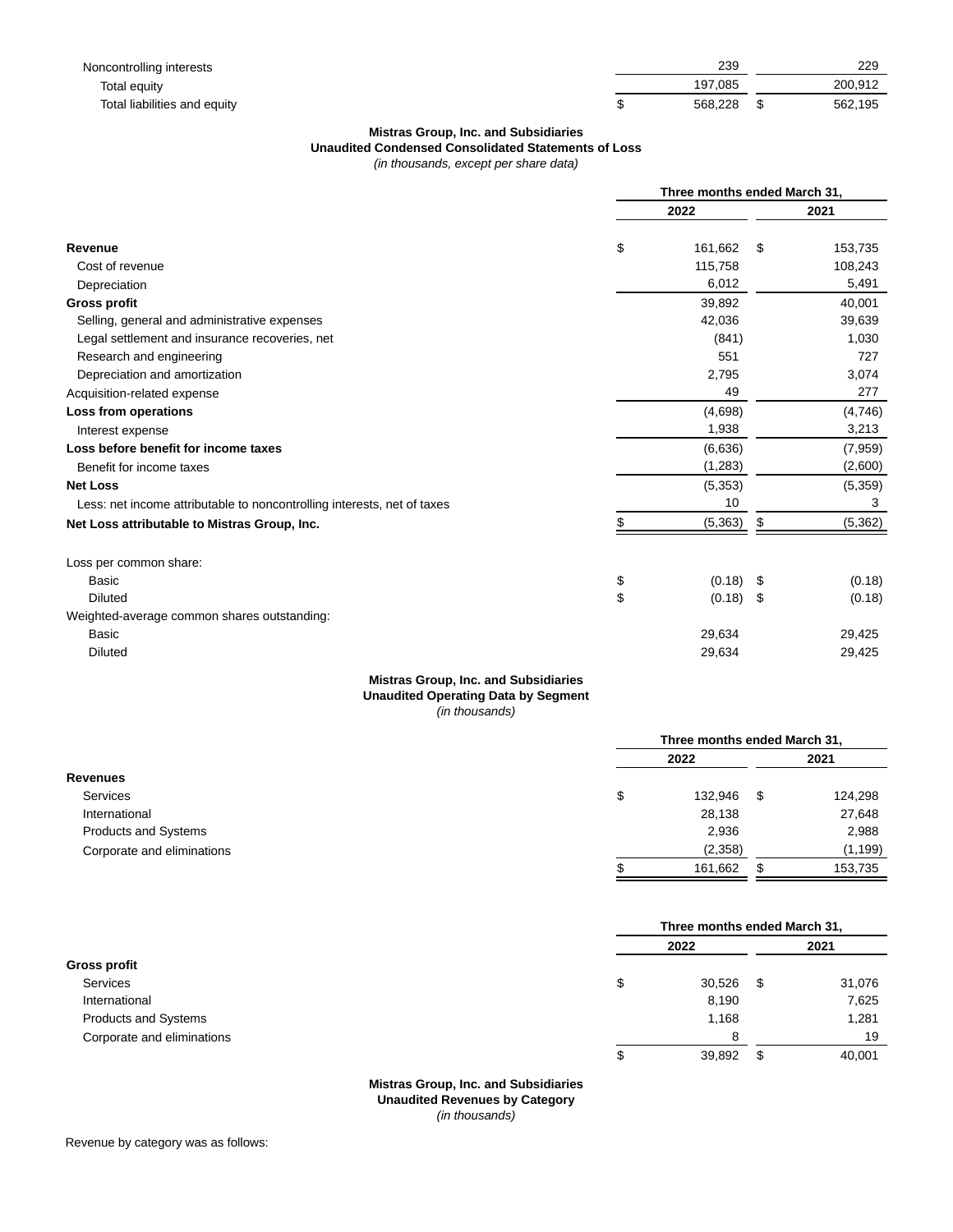| | | | | |
|---|---|---|---|---|
| Noncontrolling interests | | 239 | | 229 |
| Total equity | | 197,085 | | 200,912 |
| Total liabilities and equity | $ | 568,228 | $ | 562,195 |

**Mistras Group, Inc. and Subsidiaries**
**Unaudited Condensed Consolidated Statements of Loss**
*(in thousands, except per share data)*

| | Three months ended March 31, | | | |
|---|---|---|---|---|
| | 2022 | | 2021 | |
| **Revenue** | $ | 161,662 | $ | 153,735 |
| Cost of revenue | | 115,758 | | 108,243 |
| Depreciation | | 6,012 | | 5,491 |
| **Gross profit** | | 39,892 | | 40,001 |
| Selling, general and administrative expenses | | 42,036 | | 39,639 |
| Legal settlement and insurance recoveries, net | | (841) | | 1,030 |
| Research and engineering | | 551 | | 727 |
| Depreciation and amortization | | 2,795 | | 3,074 |
| Acquisition-related expense | | 49 | | 277 |
| **Loss from operations** | | (4,698) | | (4,746) |
| Interest expense | | 1,938 | | 3,213 |
| **Loss before benefit for income taxes** | | (6,636) | | (7,959) |
| Benefit for income taxes | | (1,283) | | (2,600) |
| **Net Loss** | | (5,353) | | (5,359) |
| Less: net income attributable to noncontrolling interests, net of taxes | | 10 | | 3 |
| **Net Loss attributable to Mistras Group, Inc.** | $ | (5,363) | $ | (5,362) |
| | | | | |
| Loss per common share: | | | | |
| Basic | $ | (0.18) | $ | (0.18) |
| Diluted | $ | (0.18) | $ | (0.18) |
| Weighted-average common shares outstanding: | | | | |
| Basic | | 29,634 | | 29,425 |
| Diluted | | 29,634 | | 29,425 |

**Mistras Group, Inc. and Subsidiaries**
**Unaudited Operating Data by Segment**
*(in thousands)*

| | Three months ended March 31, | | | |
|---|---|---|---|---|
| | 2022 | | 2021 | |
| **Revenues** | | | | |
| Services | $ | 132,946 | $ | 124,298 |
| International | | 28,138 | | 27,648 |
| Products and Systems | | 2,936 | | 2,988 |
| Corporate and eliminations | | (2,358) | | (1,199) |
| | $ | 161,662 | $ | 153,735 |

| | Three months ended March 31, | | | |
|---|---|---|---|---|
| | 2022 | | 2021 | |
| **Gross profit** | | | | |
| Services | $ | 30,526 | $ | 31,076 |
| International | | 8,190 | | 7,625 |
| Products and Systems | | 1,168 | | 1,281 |
| Corporate and eliminations | | 8 | | 19 |
| | $ | 39,892 | $ | 40,001 |

**Mistras Group, Inc. and Subsidiaries**
**Unaudited Revenues by Category**
*(in thousands)*

Revenue by category was as follows: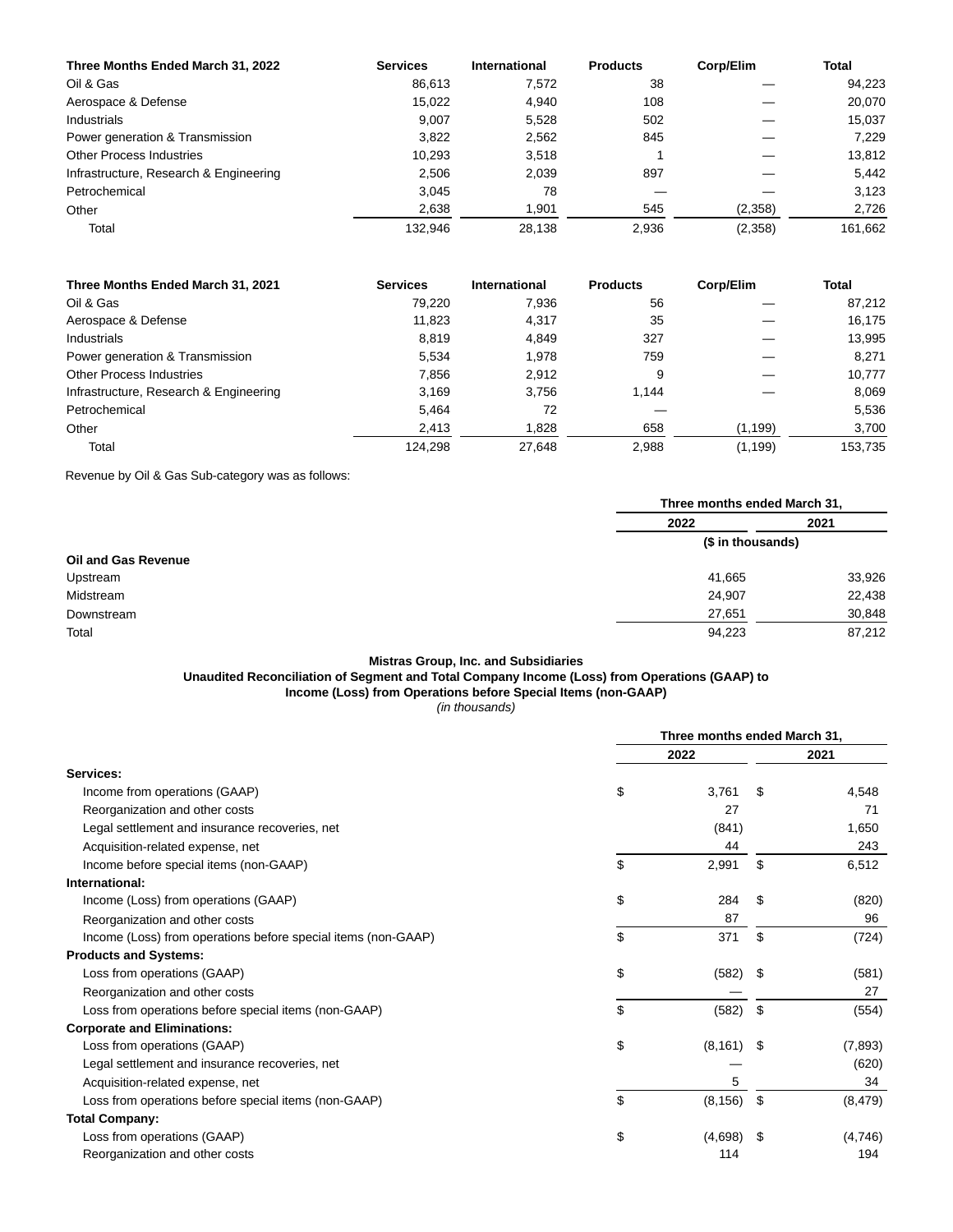| Three Months Ended March 31, 2022 | Services | International | Products | Corp/Elim | Total |
|---|---|---|---|---|---|
| Oil & Gas | 86,613 | 7,572 | 38 | — | 94,223 |
| Aerospace & Defense | 15,022 | 4,940 | 108 | — | 20,070 |
| Industrials | 9,007 | 5,528 | 502 | — | 15,037 |
| Power generation & Transmission | 3,822 | 2,562 | 845 | — | 7,229 |
| Other Process Industries | 10,293 | 3,518 | 1 | — | 13,812 |
| Infrastructure, Research & Engineering | 2,506 | 2,039 | 897 | — | 5,442 |
| Petrochemical | 3,045 | 78 | — | — | 3,123 |
| Other | 2,638 | 1,901 | 545 | (2,358) | 2,726 |
| Total | 132,946 | 28,138 | 2,936 | (2,358) | 161,662 |

| Three Months Ended March 31, 2021 | Services | International | Products | Corp/Elim | Total |
|---|---|---|---|---|---|
| Oil & Gas | 79,220 | 7,936 | 56 | — | 87,212 |
| Aerospace & Defense | 11,823 | 4,317 | 35 | — | 16,175 |
| Industrials | 8,819 | 4,849 | 327 | — | 13,995 |
| Power generation & Transmission | 5,534 | 1,978 | 759 | — | 8,271 |
| Other Process Industries | 7,856 | 2,912 | 9 | — | 10,777 |
| Infrastructure, Research & Engineering | 3,169 | 3,756 | 1,144 | — | 8,069 |
| Petrochemical | 5,464 | 72 | — | | 5,536 |
| Other | 2,413 | 1,828 | 658 | (1,199) | 3,700 |
| Total | 124,298 | 27,648 | 2,988 | (1,199) | 153,735 |

Revenue by Oil & Gas Sub-category was as follows:

| | Three months ended March 31, | |
|---|---|---|
| | 2022 | 2021 |
| | ($ in thousands) | |
| **Oil and Gas Revenue** | | |
| Upstream | 41,665 | 33,926 |
| Midstream | 24,907 | 22,438 |
| Downstream | 27,651 | 30,848 |
| Total | 94,223 | 87,212 |

**Mistras Group, Inc. and Subsidiaries**
**Unaudited Reconciliation of Segment and Total Company Income (Loss) from Operations (GAAP) to Income (Loss) from Operations before Special Items (non-GAAP)**
*(in thousands)*

| | Three months ended March 31, | |
|---|---|---|
| | 2022 | 2021 |
| **Services:** | | |
| Income from operations (GAAP) | $ 3,761 | $ 4,548 |
| Reorganization and other costs | 27 | 71 |
| Legal settlement and insurance recoveries, net | (841) | 1,650 |
| Acquisition-related expense, net | 44 | 243 |
| Income before special items (non-GAAP) | $ 2,991 | $ 6,512 |
| **International:** | | |
| Income (Loss) from operations (GAAP) | $ 284 | $ (820) |
| Reorganization and other costs | 87 | 96 |
| Income (Loss) from operations before special items (non-GAAP) | $ 371 | $ (724) |
| **Products and Systems:** | | |
| Loss from operations (GAAP) | $ (582) | $ (581) |
| Reorganization and other costs | — | 27 |
| Loss from operations before special items (non-GAAP) | $ (582) | $ (554) |
| **Corporate and Eliminations:** | | |
| Loss from operations (GAAP) | $ (8,161) | $ (7,893) |
| Legal settlement and insurance recoveries, net | — | (620) |
| Acquisition-related expense, net | 5 | 34 |
| Loss from operations before special items (non-GAAP) | $ (8,156) | $ (8,479) |
| **Total Company:** | | |
| Loss from operations (GAAP) | $ (4,698) | $ (4,746) |
| Reorganization and other costs | 114 | 194 |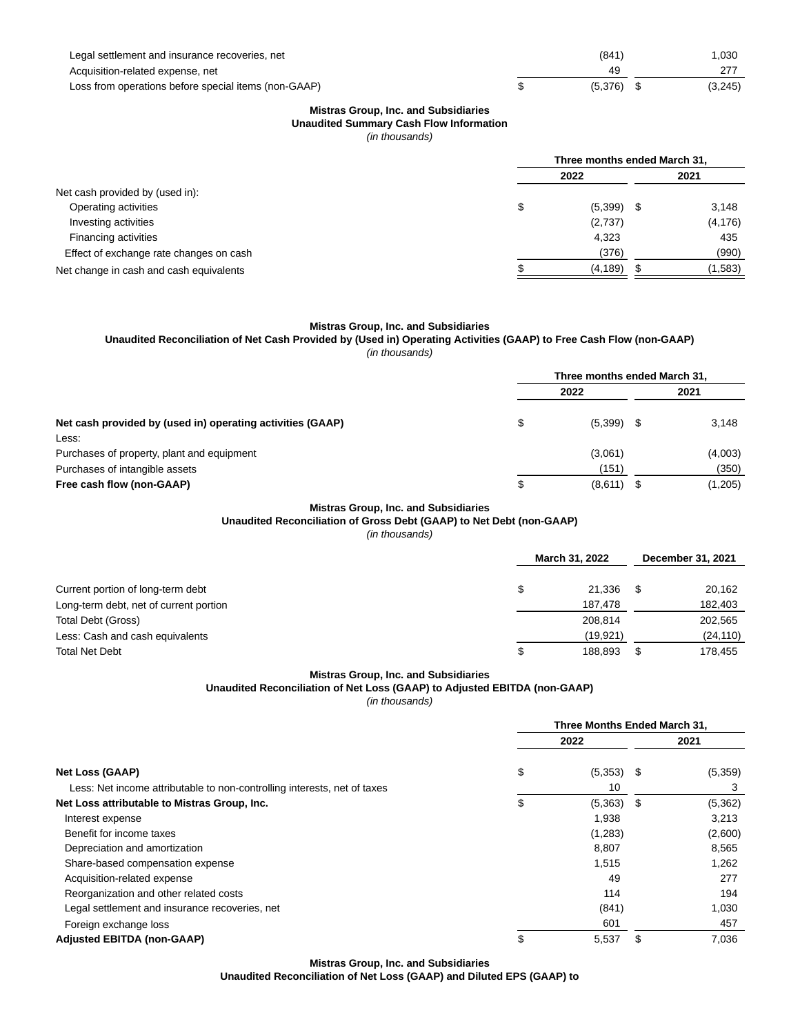| | | |
|---|---|---|
| Legal settlement and insurance recoveries, net | (841) | 1,030 |
| Acquisition-related expense, net | 49 | 277 |
| Loss from operations before special items (non-GAAP) | $ (5,376) | $ (3,245) |

**Mistras Group, Inc. and Subsidiaries**
**Unaudited Summary Cash Flow Information**
*(in thousands)*

| | Three months ended March 31, | |
|---|---|---|
| | 2022 | 2021 |
| Net cash provided by (used in): | | |
| Operating activities | $ (5,399) | $ 3,148 |
| Investing activities | (2,737) | (4,176) |
| Financing activities | 4,323 | 435 |
| Effect of exchange rate changes on cash | (376) | (990) |
| Net change in cash and cash equivalents | $ (4,189) | $ (1,583) |

**Mistras Group, Inc. and Subsidiaries**
**Unaudited Reconciliation of Net Cash Provided by (Used in) Operating Activities (GAAP) to Free Cash Flow (non-GAAP)**
*(in thousands)*

| | Three months ended March 31, | |
|---|---|---|
| | 2022 | 2021 |
| **Net cash provided by (used in) operating activities (GAAP)** | $ (5,399) | $ 3,148 |
| Less: | | |
| Purchases of property, plant and equipment | (3,061) | (4,003) |
| Purchases of intangible assets | (151) | (350) |
| **Free cash flow (non-GAAP)** | $ (8,611) | $ (1,205) |

**Mistras Group, Inc. and Subsidiaries**
**Unaudited Reconciliation of Gross Debt (GAAP) to Net Debt (non-GAAP)**
*(in thousands)*

| | March 31, 2022 | December 31, 2021 |
|---|---|---|
| Current portion of long-term debt | $ 21,336 | $ 20,162 |
| Long-term debt, net of current portion | 187,478 | 182,403 |
| Total Debt (Gross) | 208,814 | 202,565 |
| Less: Cash and cash equivalents | (19,921) | (24,110) |
| Total Net Debt | $ 188,893 | $ 178,455 |

**Mistras Group, Inc. and Subsidiaries**
**Unaudited Reconciliation of Net Loss (GAAP) to Adjusted EBITDA (non-GAAP)**
*(in thousands)*

| | Three Months Ended March 31, | |
|---|---|---|
| | 2022 | 2021 |
| **Net Loss (GAAP)** | $ (5,353) | $ (5,359) |
| Less: Net income attributable to non-controlling interests, net of taxes | 10 | 3 |
| **Net Loss attributable to Mistras Group, Inc.** | $ (5,363) | $ (5,362) |
| Interest expense | 1,938 | 3,213 |
| Benefit for income taxes | (1,283) | (2,600) |
| Depreciation and amortization | 8,807 | 8,565 |
| Share-based compensation expense | 1,515 | 1,262 |
| Acquisition-related expense | 49 | 277 |
| Reorganization and other related costs | 114 | 194 |
| Legal settlement and insurance recoveries, net | (841) | 1,030 |
| Foreign exchange loss | 601 | 457 |
| **Adjusted EBITDA (non-GAAP)** | $ 5,537 | $ 7,036 |

**Mistras Group, Inc. and Subsidiaries**
**Unaudited Reconciliation of Net Loss (GAAP) and Diluted EPS (GAAP) to**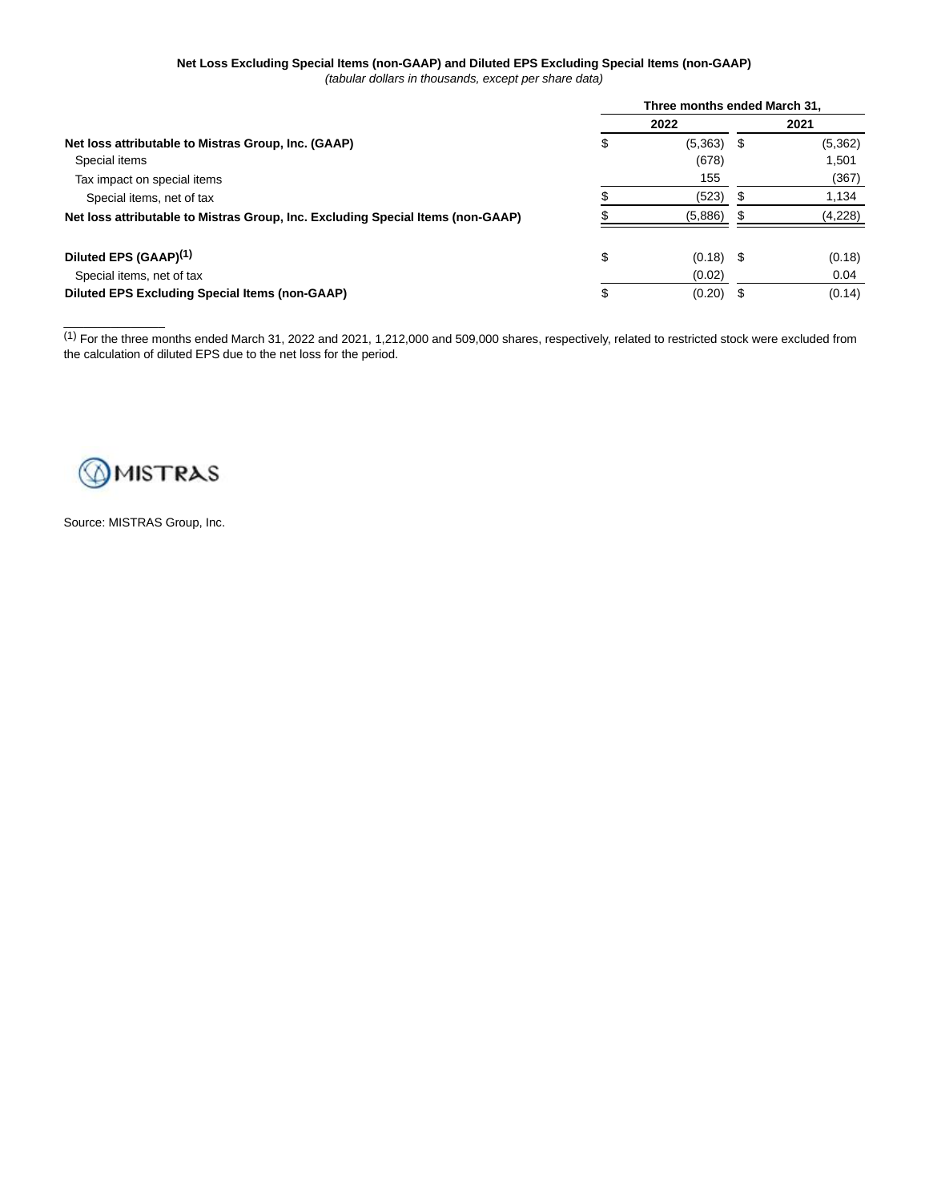**Net Loss Excluding Special Items (non-GAAP) and Diluted EPS Excluding Special Items (non-GAAP)**
*(tabular dollars in thousands, except per share data)*

| | Three months ended March 31, | |
|---|---|---|
| | 2022 | 2021 |
| **Net loss attributable to Mistras Group, Inc. (GAAP)** | $ (5,363) | $ (5,362) |
| Special items | (678) | 1,501 |
| Tax impact on special items | 155 | (367) |
| Special items, net of tax | $ (523) | $ 1,134 |
| **Net loss attributable to Mistras Group, Inc. Excluding Special Items (non-GAAP)** | $ (5,886) | $ (4,228) |
| | | |
| **Diluted EPS (GAAP)[1]** | $ (0.18) | $ (0.18) |
| Special items, net of tax | (0.02) | 0.04 |
| **Diluted EPS Excluding Special Items (non-GAAP)** | $ (0.20) | $ (0.14) |

[1] For the three months ended March 31, 2022 and 2021, 1,212,000 and 509,000 shares, respectively, related to restricted stock were excluded from the calculation of diluted EPS due to the net loss for the period.

MISTRAS

Source: MISTRAS Group, Inc.